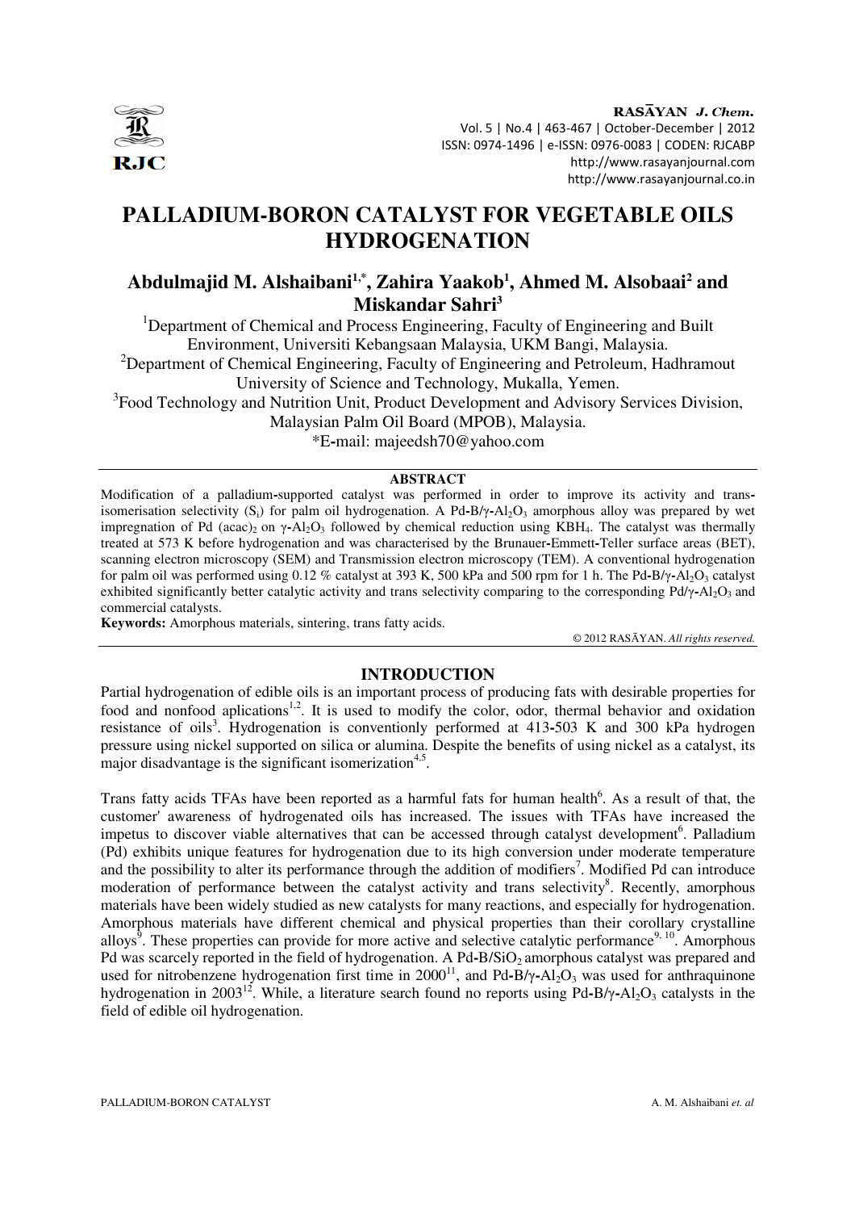# PALLADIUM-BORON CATALYST FOR VEGETABLE OILS HYDROGENATION

**Abdulmajid M. Alshaibani[1,*], Zahira Yaakob[1], Ahmed M. Alsobaai[2] and Miskandar Sahri[3]**

[1]Department of Chemical and Process Engineering, Faculty of Engineering and Built Environment, Universiti Kebangsaan Malaysia, UKM Bangi, Malaysia.
[2]Department of Chemical Engineering, Faculty of Engineering and Petroleum, Hadhramout University of Science and Technology, Mukalla, Yemen.
[3]Food Technology and Nutrition Unit, Product Development and Advisory Services Division, Malaysian Palm Oil Board (MPOB), Malaysia.
*E-mail: majeedsh70@yahoo.com

## ABSTRACT

Modification of a palladium-supported catalyst was performed in order to improve its activity and trans-isomerisation selectivity ($S_i$) for palm oil hydrogenation. A Pd-B/$\gamma$-$Al_2O_3$ amorphous alloy was prepared by wet impregnation of Pd $(acac)_2$ on $\gamma$-$Al_2O_3$ followed by chemical reduction using $KBH_4$. The catalyst was thermally treated at 573 K before hydrogenation and was characterised by the Brunauer-Emmett-Teller surface areas (BET), scanning electron microscopy (SEM) and Transmission electron microscopy (TEM). A conventional hydrogenation for palm oil was performed using 0.12 % catalyst at 393 K, 500 kPa and 500 rpm for 1 h. The Pd-B/$\gamma$-$Al_2O_3$ catalyst exhibited significantly better catalytic activity and trans selectivity comparing to the corresponding Pd/$\gamma$-$Al_2O_3$ and commercial catalysts.

**Keywords:** Amorphous materials, sintering, trans fatty acids.

© 2012 RASĀYAN. *All rights reserved.*

## INTRODUCTION

Partial hydrogenation of edible oils is an important process of producing fats with desirable properties for food and nonfood aplications[1,2]. It is used to modify the color, odor, thermal behavior and oxidation resistance of oils[3]. Hydrogenation is conventionly performed at 413-503 K and 300 kPa hydrogen pressure using nickel supported on silica or alumina. Despite the benefits of using nickel as a catalyst, its major disadvantage is the significant isomerization[4,5].

Trans fatty acids TFAs have been reported as a harmful fats for human health[6]. As a result of that, the customer' awareness of hydrogenated oils has increased. The issues with TFAs have increased the impetus to discover viable alternatives that can be accessed through catalyst development[6]. Palladium (Pd) exhibits unique features for hydrogenation due to its high conversion under moderate temperature and the possibility to alter its performance through the addition of modifiers[7]. Modified Pd can introduce moderation of performance between the catalyst activity and trans selectivity[8]. Recently, amorphous materials have been widely studied as new catalysts for many reactions, and especially for hydrogenation. Amorphous materials have different chemical and physical properties than their corollary crystalline alloys[9]. These properties can provide for more active and selective catalytic performance[9, 10]. Amorphous Pd was scarcely reported in the field of hydrogenation. A Pd-B/$SiO_2$ amorphous catalyst was prepared and used for nitrobenzene hydrogenation first time in 2000[11], and Pd-B/$\gamma$-$Al_2O_3$ was used for anthraquinone hydrogenation in 2003[12]. While, a literature search found no reports using Pd-B/$\gamma$-$Al_2O_3$ catalysts in the field of edible oil hydrogenation.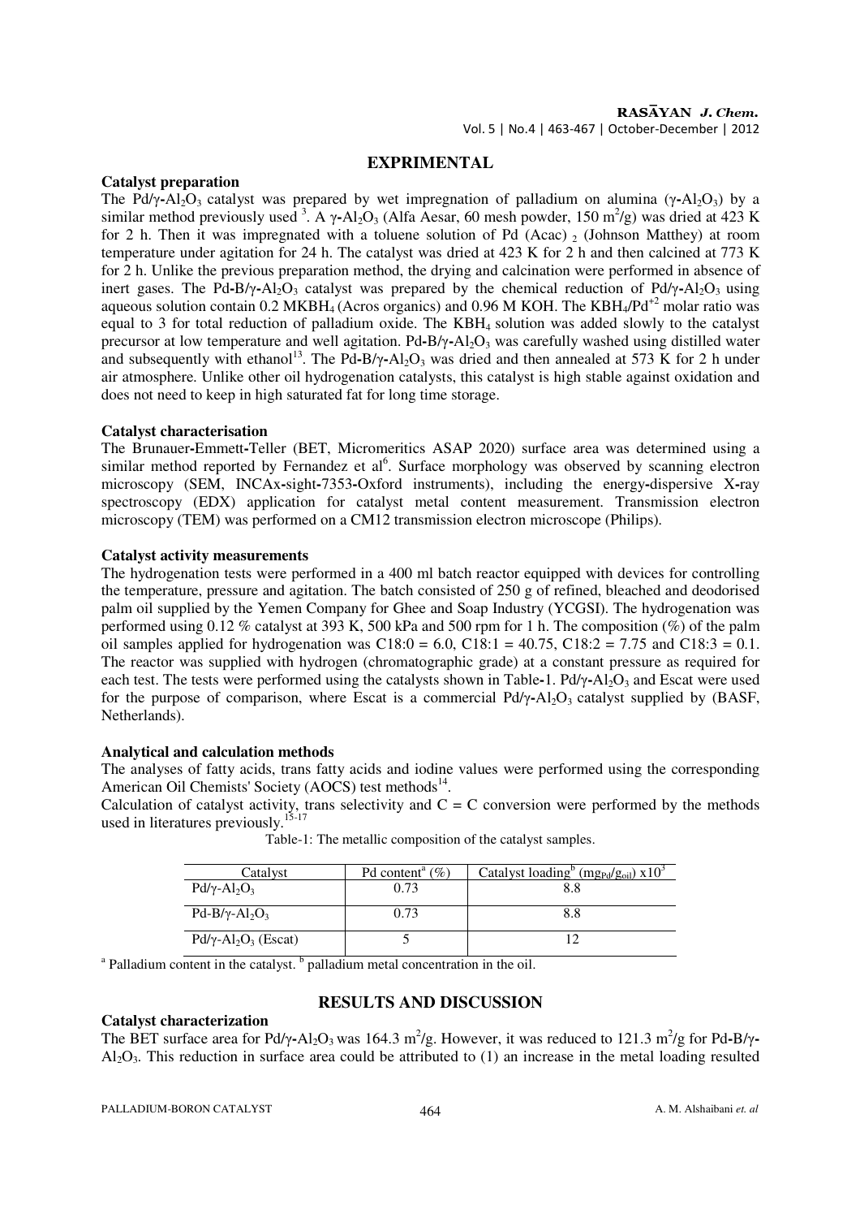## EXPRIMENTAL

### Catalyst preparation

The Pd/$\gamma$-$Al_2O_3$ catalyst was prepared by wet impregnation of palladium on alumina ($\gamma$-$Al_2O_3$) by a similar method previously used [3]. A $\gamma$-$Al_2O_3$ (Alfa Aesar, 60 mesh powder, 150 $m^2/g$) was dried at 423 K for 2 h. Then it was impregnated with a toluene solution of Pd $(Acac)_2$ (Johnson Matthey) at room temperature under agitation for 24 h. The catalyst was dried at 423 K for 2 h and then calcined at 773 K for 2 h. Unlike the previous preparation method, the drying and calcination were performed in absence of inert gases. The Pd-B/$\gamma$-$Al_2O_3$ catalyst was prepared by the chemical reduction of Pd/$\gamma$-$Al_2O_3$ using aqueous solution contain 0.2 M$KBH_4$ (Acros organics) and 0.96 M KOH. The $KBH_4/Pd^{+2}$ molar ratio was equal to 3 for total reduction of palladium oxide. The $KBH_4$ solution was added slowly to the catalyst precursor at low temperature and well agitation. Pd-B/$\gamma$-$Al_2O_3$ was carefully washed using distilled water and subsequently with ethanol[13]. The Pd-B/$\gamma$-$Al_2O_3$ was dried and then annealed at 573 K for 2 h under air atmosphere. Unlike other oil hydrogenation catalysts, this catalyst is high stable against oxidation and does not need to keep in high saturated fat for long time storage.

### Catalyst characterisation

The Brunauer-Emmett-Teller (BET, Micromeritics ASAP 2020) surface area was determined using a similar method reported by Fernandez et al[6]. Surface morphology was observed by scanning electron microscopy (SEM, INCAx-sight-7353-Oxford instruments), including the energy-dispersive X-ray spectroscopy (EDX) application for catalyst metal content measurement. Transmission electron microscopy (TEM) was performed on a CM12 transmission electron microscope (Philips).

### Catalyst activity measurements

The hydrogenation tests were performed in a 400 ml batch reactor equipped with devices for controlling the temperature, pressure and agitation. The batch consisted of 250 g of refined, bleached and deodorised palm oil supplied by the Yemen Company for Ghee and Soap Industry (YCGSI). The hydrogenation was performed using 0.12 % catalyst at 393 K, 500 kPa and 500 rpm for 1 h. The composition (%) of the palm oil samples applied for hydrogenation was C18:0 = 6.0, C18:1 = 40.75, C18:2 = 7.75 and C18:3 = 0.1. The reactor was supplied with hydrogen (chromatographic grade) at a constant pressure as required for each test. The tests were performed using the catalysts shown in Table-1. Pd/$\gamma$-$Al_2O_3$ and Escat were used for the purpose of comparison, where Escat is a commercial Pd/$\gamma$-$Al_2O_3$ catalyst supplied by (BASF, Netherlands).

### Analytical and calculation methods

The analyses of fatty acids, trans fatty acids and iodine values were performed using the corresponding American Oil Chemists' Society (AOCS) test methods[14].

Calculation of catalyst activity, trans selectivity and C = C conversion were performed by the methods used in literatures previously.[15-17]

Table-1: The metallic composition of the catalyst samples.

| Catalyst | Pd content[a] (%) | Catalyst loading[b] $(mg_{Pd}/g_{oil})\ x10^3$ |
|---|---|---|
| Pd/$\gamma$-$Al_2O_3$ | 0.73 | 8.8 |
| Pd-B/$\gamma$-$Al_2O_3$ | 0.73 | 8.8 |
| Pd/$\gamma$-$Al_2O_3$ (Escat) | 5 | 12 |

[a] Palladium content in the catalyst. [b] palladium metal concentration in the oil.

## RESULTS AND DISCUSSION

### Catalyst characterization

The BET surface area for Pd/$\gamma$-$Al_2O_3$ was 164.3 $m^2/g$. However, it was reduced to 121.3 $m^2/g$ for Pd-B/$\gamma$-$Al_2O_3$. This reduction in surface area could be attributed to (1) an increase in the metal loading resulted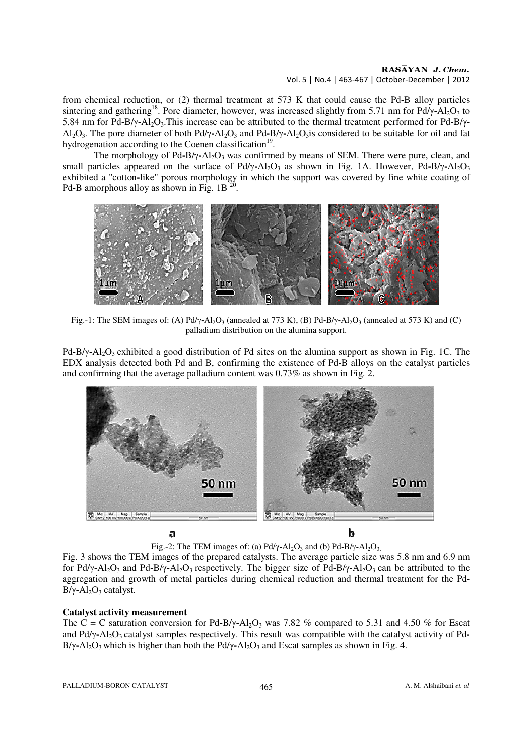from chemical reduction, or (2) thermal treatment at 573 K that could cause the Pd-B alloy particles sintering and gathering[18]. Pore diameter, however, was increased slightly from 5.71 nm for Pd/γ-$Al_2O_3$ to 5.84 nm for Pd-B/γ-$Al_2O_3$.This increase can be attributed to the thermal treatment performed for Pd-B/γ-$Al_2O_3$. The pore diameter of both Pd/γ-$Al_2O_3$ and Pd-B/γ-$Al_2O_3$is considered to be suitable for oil and fat hydrogenation according to the Coenen classification[19].

The morphology of Pd-B/γ-$Al_2O_3$ was confirmed by means of SEM. There were pure, clean, and small particles appeared on the surface of Pd/γ-$Al_2O_3$ as shown in Fig. 1A. However, Pd-B/γ-$Al_2O_3$ exhibited a "cotton-like" porous morphology in which the support was covered by fine white coating of Pd-B amorphous alloy as shown in Fig. 1B [20].

Fig.-1: The SEM images of: (A) Pd/γ-$Al_2O_3$ (annealed at 773 K), (B) Pd-B/γ-$Al_2O_3$ (annealed at 573 K) and (C) palladium distribution on the alumina support.

Pd-B/γ-$Al_2O_3$ exhibited a good distribution of Pd sites on the alumina support as shown in Fig. 1C. The EDX analysis detected both Pd and B, confirming the existence of Pd-B alloys on the catalyst particles and confirming that the average palladium content was 0.73% as shown in Fig. 2.

Fig.-2: The TEM images of: (a) Pd/γ-$Al_2O_3$ and (b) Pd-B/γ-$Al_2O_3$.

Fig. 3 shows the TEM images of the prepared catalysts. The average particle size was 5.8 nm and 6.9 nm for Pd/γ-$Al_2O_3$ and Pd-B/γ-$Al_2O_3$ respectively. The bigger size of Pd-B/γ-$Al_2O_3$ can be attributed to the aggregation and growth of metal particles during chemical reduction and thermal treatment for the Pd-B/γ-$Al_2O_3$ catalyst.

**Catalyst activity measurement**

The C = C saturation conversion for Pd-B/γ-$Al_2O_3$ was 7.82 % compared to 5.31 and 4.50 % for Escat and Pd/γ-$Al_2O_3$ catalyst samples respectively. This result was compatible with the catalyst activity of Pd-B/γ-$Al_2O_3$ which is higher than both the Pd/γ-$Al_2O_3$ and Escat samples as shown in Fig. 4.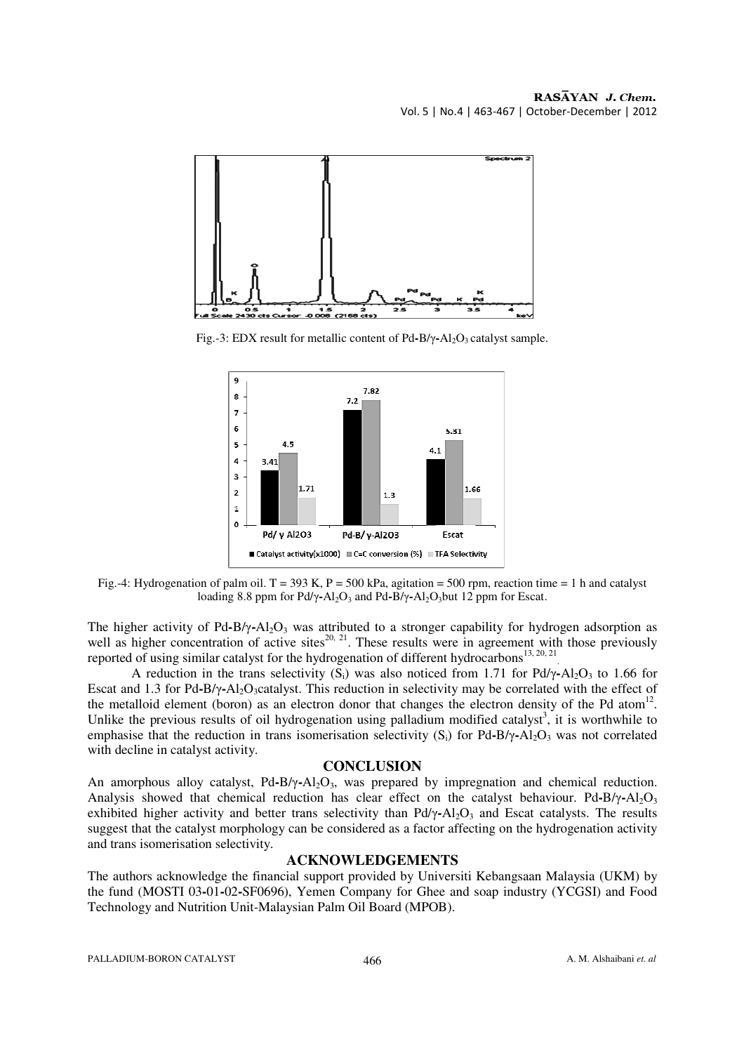Fig.-3: EDX result for metallic content of Pd-B/$\gamma$-$Al_2O_3$ catalyst sample.

Fig.-4: Hydrogenation of palm oil. T = 393 K, P = 500 kPa, agitation = 500 rpm, reaction time = 1 h and catalyst loading 8.8 ppm for Pd/$\gamma$-$Al_2O_3$ and Pd-B/$\gamma$-$Al_2O_3$but 12 ppm for Escat.

The higher activity of Pd-B/$\gamma$-$Al_2O_3$ was attributed to a stronger capability for hydrogen adsorption as well as higher concentration of active sites[20, 21]. These results were in agreement with those previously reported of using similar catalyst for the hydrogenation of different hydrocarbons[13, 20, 21].

A reduction in the trans selectivity ($S_i$) was also noticed from 1.71 for Pd/$\gamma$-$Al_2O_3$ to 1.66 for Escat and 1.3 for Pd-B/$\gamma$-$Al_2O_3$catalyst. This reduction in selectivity may be correlated with the effect of the metalloid element (boron) as an electron donor that changes the electron density of the Pd atom[12]. Unlike the previous results of oil hydrogenation using palladium modified catalyst[3], it is worthwhile to emphasise that the reduction in trans isomerisation selectivity ($S_i$) for Pd-B/$\gamma$-$Al_2O_3$ was not correlated with decline in catalyst activity.

## CONCLUSION

An amorphous alloy catalyst, Pd-B/$\gamma$-$Al_2O_3$, was prepared by impregnation and chemical reduction. Analysis showed that chemical reduction has clear effect on the catalyst behaviour. Pd-B/$\gamma$-$Al_2O_3$ exhibited higher activity and better trans selectivity than Pd/$\gamma$-$Al_2O_3$ and Escat catalysts. The results suggest that the catalyst morphology can be considered as a factor affecting on the hydrogenation activity and trans isomerisation selectivity.

## ACKNOWLEDGEMENTS

The authors acknowledge the financial support provided by Universiti Kebangsaan Malaysia (UKM) by the fund (MOSTI 03-01-02-SF0696), Yemen Company for Ghee and soap industry (YCGSI) and Food Technology and Nutrition Unit-Malaysian Palm Oil Board (MPOB).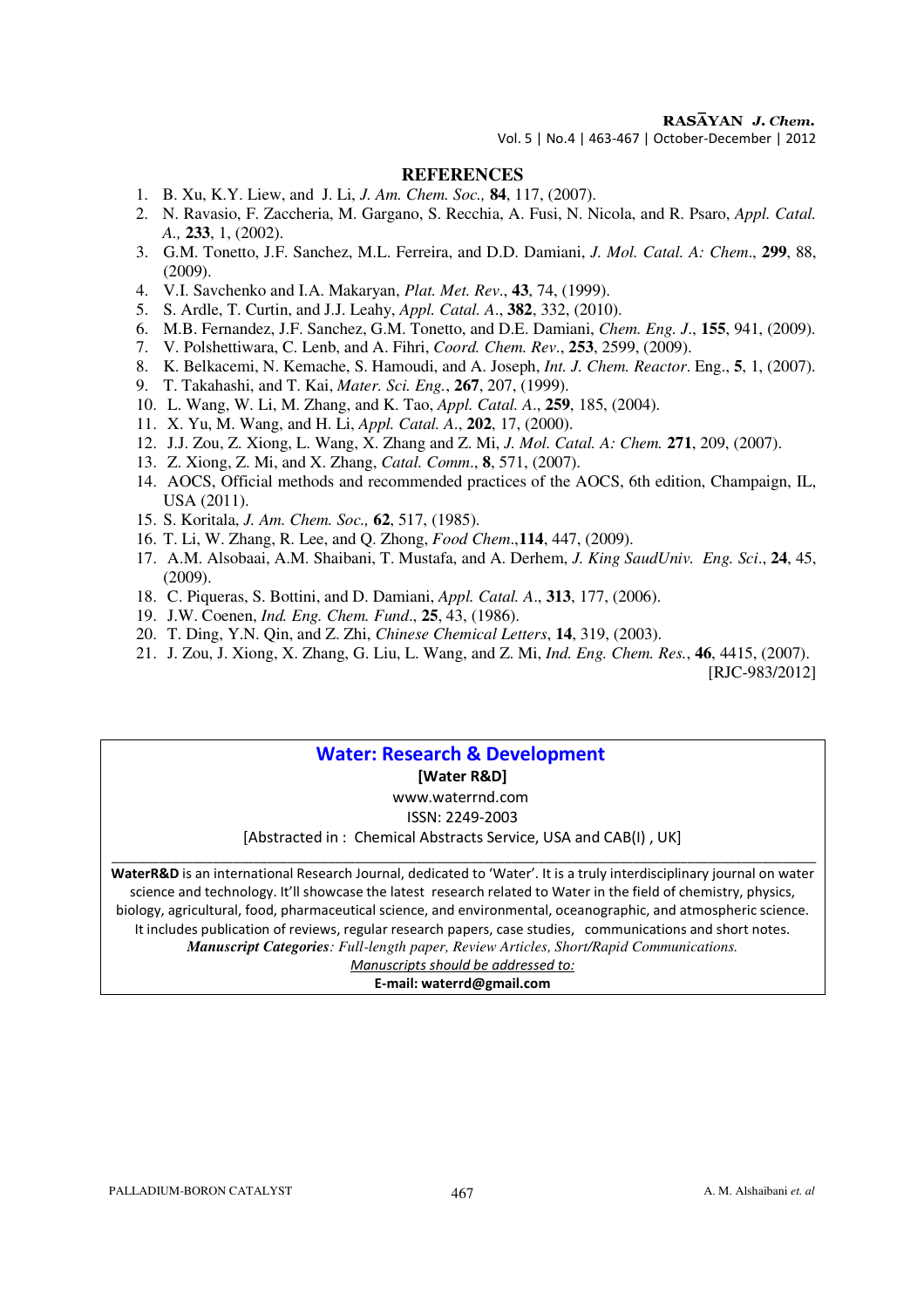## REFERENCES

1. B. Xu, K.Y. Liew, and J. Li, *J. Am. Chem. Soc.,* **84**, 117, (2007).
2. N. Ravasio, F. Zaccheria, M. Gargano, S. Recchia, A. Fusi, N. Nicola, and R. Psaro, *Appl. Catal. A.,* **233**, 1, (2002).
3. G.M. Tonetto, J.F. Sanchez, M.L. Ferreira, and D.D. Damiani, *J. Mol. Catal. A: Chem*., **299**, 88, (2009).
4. V.I. Savchenko and I.A. Makaryan, *Plat. Met. Rev*., **43**, 74, (1999).
5. S. Ardle, T. Curtin, and J.J. Leahy, *Appl. Catal. A*., **382**, 332, (2010).
6. M.B. Fernandez, J.F. Sanchez, G.M. Tonetto, and D.E. Damiani, *Chem. Eng. J*., **155**, 941, (2009).
7. V. Polshettiwara, C. Lenb, and A. Fihri, *Coord. Chem. Rev*., **253**, 2599, (2009).
8. K. Belkacemi, N. Kemache, S. Hamoudi, and A. Joseph, *Int. J. Chem. Reactor*. Eng., **5**, 1, (2007).
9. T. Takahashi, and T. Kai, *Mater. Sci. Eng.*, **267**, 207, (1999).
10. L. Wang, W. Li, M. Zhang, and K. Tao, *Appl. Catal. A*., **259**, 185, (2004).
11. X. Yu, M. Wang, and H. Li, *Appl. Catal. A*., **202**, 17, (2000).
12. J.J. Zou, Z. Xiong, L. Wang, X. Zhang and Z. Mi, *J. Mol. Catal. A: Chem.* **271**, 209, (2007).
13. Z. Xiong, Z. Mi, and X. Zhang, *Catal. Comm*., **8**, 571, (2007).
14. AOCS, Official methods and recommended practices of the AOCS, 6th edition, Champaign, IL, USA (2011).
15. S. Koritala, *J. Am. Chem. Soc.,* **62**, 517, (1985).
16. T. Li, W. Zhang, R. Lee, and Q. Zhong, *Food Chem*.,**114**, 447, (2009).
17. A.M. Alsobaai, A.M. Shaibani, T. Mustafa, and A. Derhem, *J. King SaudUniv. Eng. Sci*., **24**, 45, (2009).
18. C. Piqueras, S. Bottini, and D. Damiani, *Appl. Catal. A*., **313**, 177, (2006).
19. J.W. Coenen, *Ind. Eng. Chem. Fund*., **25**, 43, (1986).
20. T. Ding, Y.N. Qin, and Z. Zhi, *Chinese Chemical Letters*, **14**, 319, (2003).
21. J. Zou, J. Xiong, X. Zhang, G. Liu, L. Wang, and Z. Mi, *Ind. Eng. Chem. Res.*, **46**, 4415, (2007).

[RJC-983/2012]

---

**Water: Research & Development**

**[Water R&D]**

www.waterrnd.com

ISSN: 2249-2003

[Abstracted in : Chemical Abstracts Service, USA and CAB(I) , UK]

**WaterR&D** is an international Research Journal, dedicated to 'Water'. It is a truly interdisciplinary journal on water science and technology. It'll showcase the latest research related to Water in the field of chemistry, physics, biology, agricultural, food, pharmaceutical science, and environmental, oceanographic, and atmospheric science. It includes publication of reviews, regular research papers, case studies, communications and short notes.

***Manuscript Categories****: Full-length paper, Review Articles, Short/Rapid Communications.*

Manuscripts should be addressed to:

**E-mail: waterrd@gmail.com**